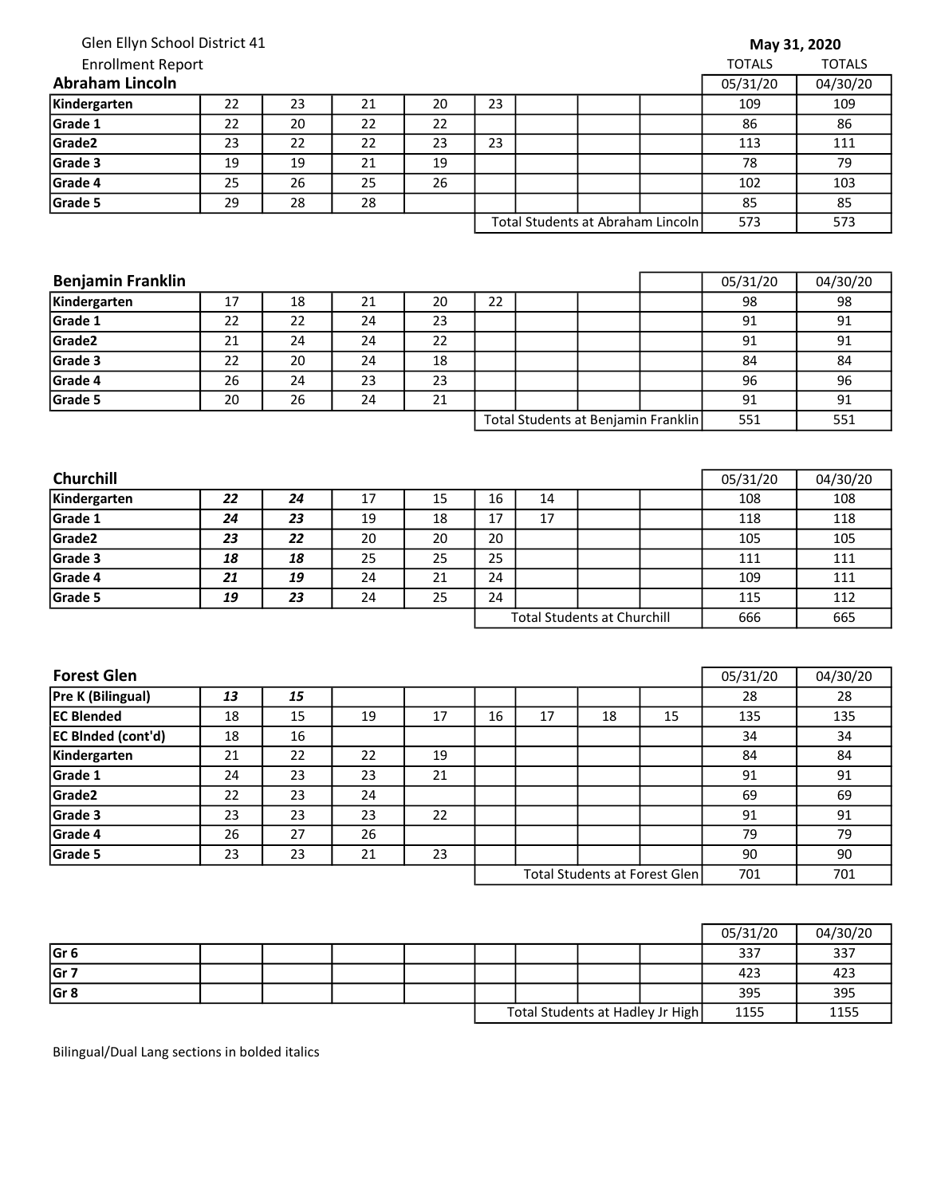Glen Ellyn School District 41

Enrollment Report

**May 31, 2020**

## Abraham Lincoln

| | | | | | | | | | TOTALS 05/31/20 | TOTALS 04/30/20 |
|---|---|---|---|---|---|---|---|---|---|---|
| **Kindergarten** | 22 | 23 | 21 | 20 | 23 | | | | 109 | 109 |
| **Grade 1** | 22 | 20 | 22 | 22 | | | | | 86 | 86 |
| **Grade2** | 23 | 22 | 22 | 23 | 23 | | | | 113 | 111 |
| **Grade 3** | 19 | 19 | 21 | 19 | | | | | 78 | 79 |
| **Grade 4** | 25 | 26 | 25 | 26 | | | | | 102 | 103 |
| **Grade 5** | 29 | 28 | 28 | | | | | | 85 | 85 |
| | | | | | Total Students at Abraham Lincoln | | | | 573 | 573 |

## Benjamin Franklin

| | | | | | | | | | 05/31/20 | 04/30/20 |
|---|---|---|---|---|---|---|---|---|---|---|
| **Kindergarten** | 17 | 18 | 21 | 20 | 22 | | | | 98 | 98 |
| **Grade 1** | 22 | 22 | 24 | 23 | | | | | 91 | 91 |
| **Grade2** | 21 | 24 | 24 | 22 | | | | | 91 | 91 |
| **Grade 3** | 22 | 20 | 24 | 18 | | | | | 84 | 84 |
| **Grade 4** | 26 | 24 | 23 | 23 | | | | | 96 | 96 |
| **Grade 5** | 20 | 26 | 24 | 21 | | | | | 91 | 91 |
| | | | | | Total Students at Benjamin Franklin | | | | 551 | 551 |

## Churchill

| | | | | | | | | | 05/31/20 | 04/30/20 |
|---|---|---|---|---|---|---|---|---|---|---|
| **Kindergarten** | ***22*** | ***24*** | 17 | 15 | 16 | 14 | | | 108 | 108 |
| **Grade 1** | ***24*** | ***23*** | 19 | 18 | 17 | 17 | | | 118 | 118 |
| **Grade2** | ***23*** | ***22*** | 20 | 20 | 20 | | | | 105 | 105 |
| **Grade 3** | ***18*** | ***18*** | 25 | 25 | 25 | | | | 111 | 111 |
| **Grade 4** | ***21*** | ***19*** | 24 | 21 | 24 | | | | 109 | 111 |
| **Grade 5** | ***19*** | ***23*** | 24 | 25 | 24 | | | | 115 | 112 |
| | | | | | Total Students at Churchill | | | | 666 | 665 |

## Forest Glen

| | | | | | | | | | 05/31/20 | 04/30/20 |
|---|---|---|---|---|---|---|---|---|---|---|
| **Pre K (Bilingual)** | ***13*** | ***15*** | | | | | | | 28 | 28 |
| **EC Blended** | 18 | 15 | 19 | 17 | 16 | 17 | 18 | 15 | 135 | 135 |
| **EC Blnded (cont'd)** | 18 | 16 | | | | | | | 34 | 34 |
| **Kindergarten** | 21 | 22 | 22 | 19 | | | | | 84 | 84 |
| **Grade 1** | 24 | 23 | 23 | 21 | | | | | 91 | 91 |
| **Grade2** | 22 | 23 | 24 | | | | | | 69 | 69 |
| **Grade 3** | 23 | 23 | 23 | 22 | | | | | 91 | 91 |
| **Grade 4** | 26 | 27 | 26 | | | | | | 79 | 79 |
| **Grade 5** | 23 | 23 | 21 | 23 | | | | | 90 | 90 |
| | | | | | Total Students at Forest Glen | | | | 701 | 701 |

| | | | | | | | | | 05/31/20 | 04/30/20 |
|---|---|---|---|---|---|---|---|---|---|---|
| **Gr 6** | | | | | | | | | 337 | 337 |
| **Gr 7** | | | | | | | | | 423 | 423 |
| **Gr 8** | | | | | | | | | 395 | 395 |
| | | | | | Total Students at Hadley Jr High | | | | 1155 | 1155 |

Bilingual/Dual Lang sections in bolded italics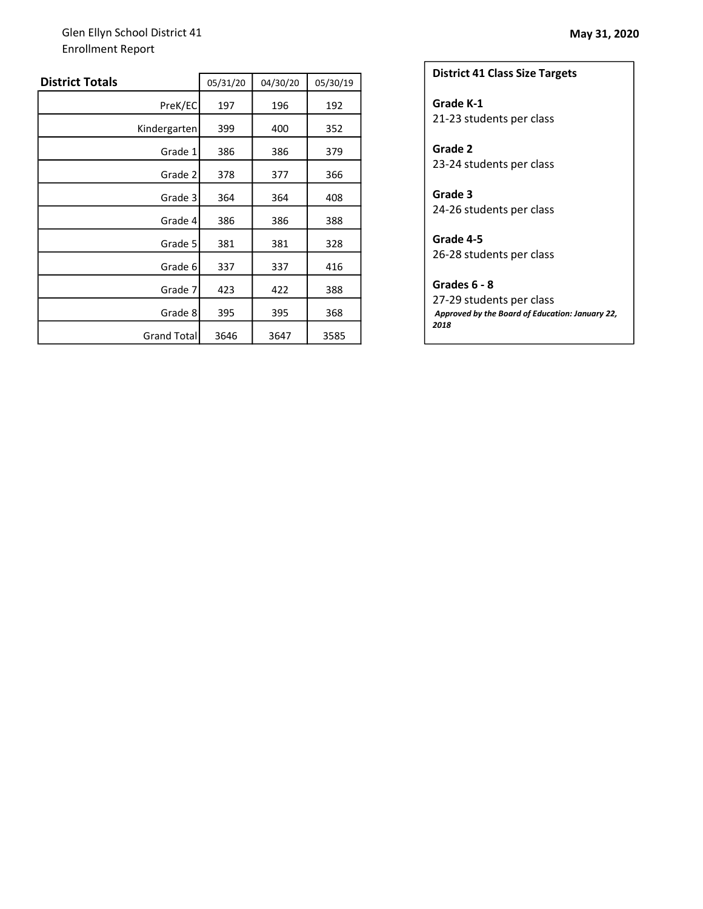Glen Ellyn School District 41
Enrollment Report

**May 31, 2020**

| **District Totals** | 05/31/20 | 04/30/20 | 05/30/19 |
|---|---|---|---|
| PreK/EC | 197 | 196 | 192 |
| Kindergarten | 399 | 400 | 352 |
| Grade 1 | 386 | 386 | 379 |
| Grade 2 | 378 | 377 | 366 |
| Grade 3 | 364 | 364 | 408 |
| Grade 4 | 386 | 386 | 388 |
| Grade 5 | 381 | 381 | 328 |
| Grade 6 | 337 | 337 | 416 |
| Grade 7 | 423 | 422 | 388 |
| Grade 8 | 395 | 395 | 368 |
| Grand Total | 3646 | 3647 | 3585 |

**District 41 Class Size Targets**

**Grade K-1**
21-23 students per class

**Grade 2**
23-24 students per class

**Grade 3**
24-26 students per class

**Grade 4-5**
26-28 students per class

**Grades 6 - 8**
27-29 students per class

***Approved by the Board of Education: January 22, 2018***